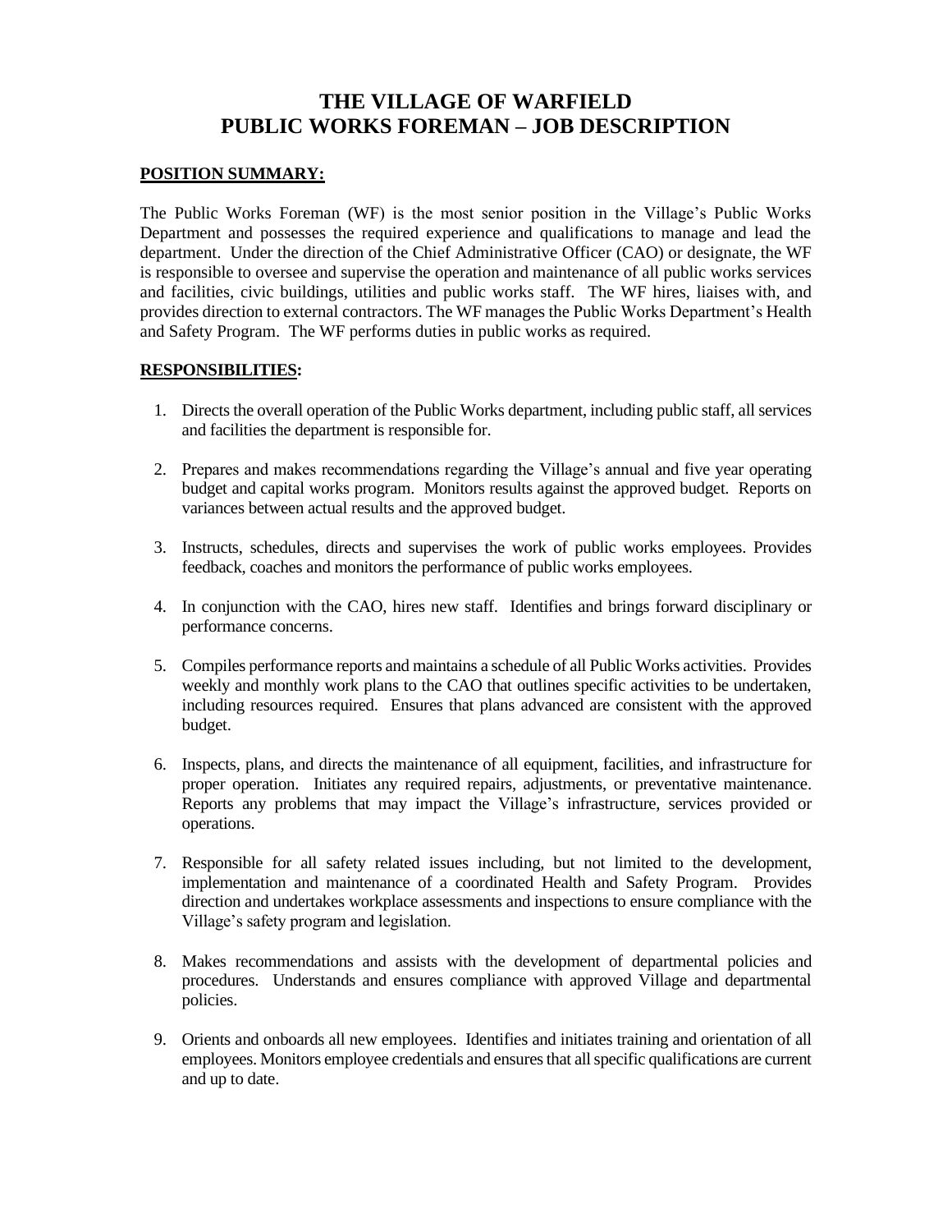# THE VILLAGE OF WARFIELD
# PUBLIC WORKS FOREMAN – JOB DESCRIPTION

**POSITION SUMMARY:**

The Public Works Foreman (WF) is the most senior position in the Village's Public Works Department and possesses the required experience and qualifications to manage and lead the department. Under the direction of the Chief Administrative Officer (CAO) or designate, the WF is responsible to oversee and supervise the operation and maintenance of all public works services and facilities, civic buildings, utilities and public works staff. The WF hires, liaises with, and provides direction to external contractors. The WF manages the Public Works Department's Health and Safety Program. The WF performs duties in public works as required.

**RESPONSIBILITIES:**

1. Directs the overall operation of the Public Works department, including public staff, all services and facilities the department is responsible for.

2. Prepares and makes recommendations regarding the Village's annual and five year operating budget and capital works program. Monitors results against the approved budget. Reports on variances between actual results and the approved budget.

3. Instructs, schedules, directs and supervises the work of public works employees. Provides feedback, coaches and monitors the performance of public works employees.

4. In conjunction with the CAO, hires new staff. Identifies and brings forward disciplinary or performance concerns.

5. Compiles performance reports and maintains a schedule of all Public Works activities. Provides weekly and monthly work plans to the CAO that outlines specific activities to be undertaken, including resources required. Ensures that plans advanced are consistent with the approved budget.

6. Inspects, plans, and directs the maintenance of all equipment, facilities, and infrastructure for proper operation. Initiates any required repairs, adjustments, or preventative maintenance. Reports any problems that may impact the Village's infrastructure, services provided or operations.

7. Responsible for all safety related issues including, but not limited to the development, implementation and maintenance of a coordinated Health and Safety Program. Provides direction and undertakes workplace assessments and inspections to ensure compliance with the Village's safety program and legislation.

8. Makes recommendations and assists with the development of departmental policies and procedures. Understands and ensures compliance with approved Village and departmental policies.

9. Orients and onboards all new employees. Identifies and initiates training and orientation of all employees. Monitors employee credentials and ensures that all specific qualifications are current and up to date.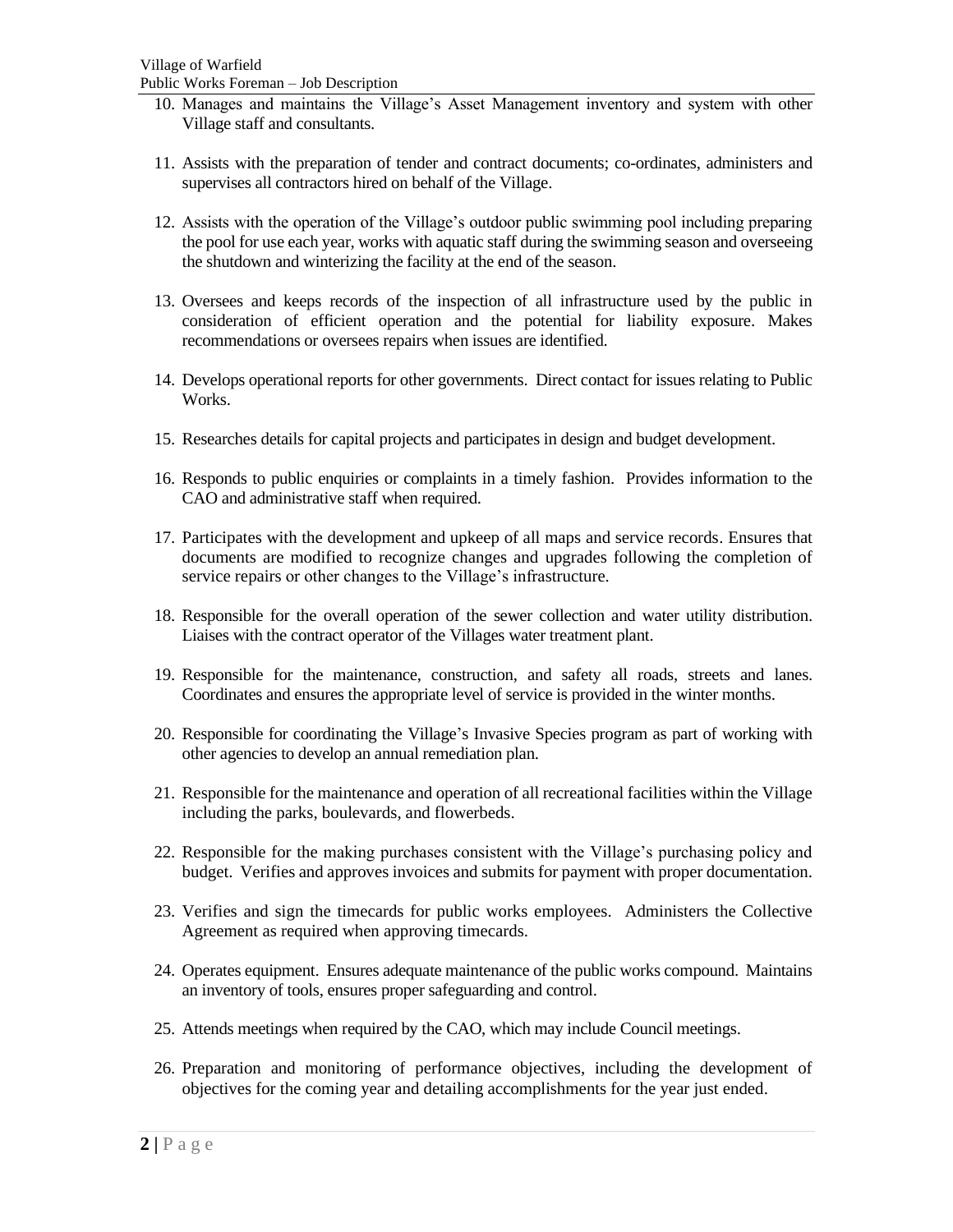10. Manages and maintains the Village's Asset Management inventory and system with other Village staff and consultants.

11. Assists with the preparation of tender and contract documents; co-ordinates, administers and supervises all contractors hired on behalf of the Village.

12. Assists with the operation of the Village's outdoor public swimming pool including preparing the pool for use each year, works with aquatic staff during the swimming season and overseeing the shutdown and winterizing the facility at the end of the season.

13. Oversees and keeps records of the inspection of all infrastructure used by the public in consideration of efficient operation and the potential for liability exposure. Makes recommendations or oversees repairs when issues are identified.

14. Develops operational reports for other governments. Direct contact for issues relating to Public Works.

15. Researches details for capital projects and participates in design and budget development.

16. Responds to public enquiries or complaints in a timely fashion. Provides information to the CAO and administrative staff when required.

17. Participates with the development and upkeep of all maps and service records. Ensures that documents are modified to recognize changes and upgrades following the completion of service repairs or other changes to the Village's infrastructure.

18. Responsible for the overall operation of the sewer collection and water utility distribution. Liaises with the contract operator of the Villages water treatment plant.

19. Responsible for the maintenance, construction, and safety all roads, streets and lanes. Coordinates and ensures the appropriate level of service is provided in the winter months.

20. Responsible for coordinating the Village's Invasive Species program as part of working with other agencies to develop an annual remediation plan.

21. Responsible for the maintenance and operation of all recreational facilities within the Village including the parks, boulevards, and flowerbeds.

22. Responsible for the making purchases consistent with the Village's purchasing policy and budget. Verifies and approves invoices and submits for payment with proper documentation.

23. Verifies and sign the timecards for public works employees. Administers the Collective Agreement as required when approving timecards.

24. Operates equipment. Ensures adequate maintenance of the public works compound. Maintains an inventory of tools, ensures proper safeguarding and control.

25. Attends meetings when required by the CAO, which may include Council meetings.

26. Preparation and monitoring of performance objectives, including the development of objectives for the coming year and detailing accomplishments for the year just ended.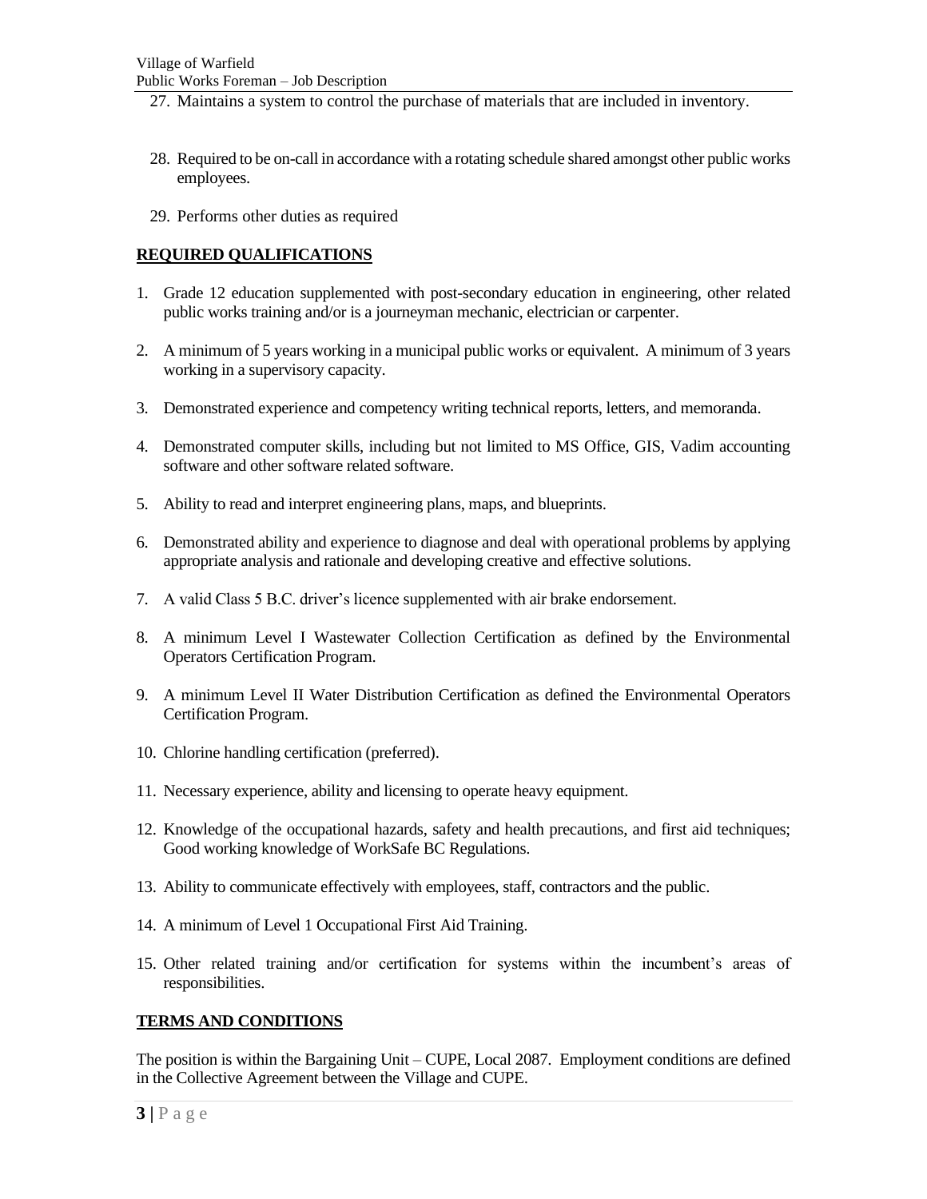27. Maintains a system to control the purchase of materials that are included in inventory.

28. Required to be on-call in accordance with a rotating schedule shared amongst other public works employees.

29. Performs other duties as required

## **REQUIRED QUALIFICATIONS**

1. Grade 12 education supplemented with post-secondary education in engineering, other related public works training and/or is a journeyman mechanic, electrician or carpenter.

2. A minimum of 5 years working in a municipal public works or equivalent. A minimum of 3 years working in a supervisory capacity.

3. Demonstrated experience and competency writing technical reports, letters, and memoranda.

4. Demonstrated computer skills, including but not limited to MS Office, GIS, Vadim accounting software and other software related software.

5. Ability to read and interpret engineering plans, maps, and blueprints.

6. Demonstrated ability and experience to diagnose and deal with operational problems by applying appropriate analysis and rationale and developing creative and effective solutions.

7. A valid Class 5 B.C. driver's licence supplemented with air brake endorsement.

8. A minimum Level I Wastewater Collection Certification as defined by the Environmental Operators Certification Program.

9. A minimum Level II Water Distribution Certification as defined the Environmental Operators Certification Program.

10. Chlorine handling certification (preferred).

11. Necessary experience, ability and licensing to operate heavy equipment.

12. Knowledge of the occupational hazards, safety and health precautions, and first aid techniques; Good working knowledge of WorkSafe BC Regulations.

13. Ability to communicate effectively with employees, staff, contractors and the public.

14. A minimum of Level 1 Occupational First Aid Training.

15. Other related training and/or certification for systems within the incumbent's areas of responsibilities.

## **TERMS AND CONDITIONS**

The position is within the Bargaining Unit – CUPE, Local 2087. Employment conditions are defined in the Collective Agreement between the Village and CUPE.